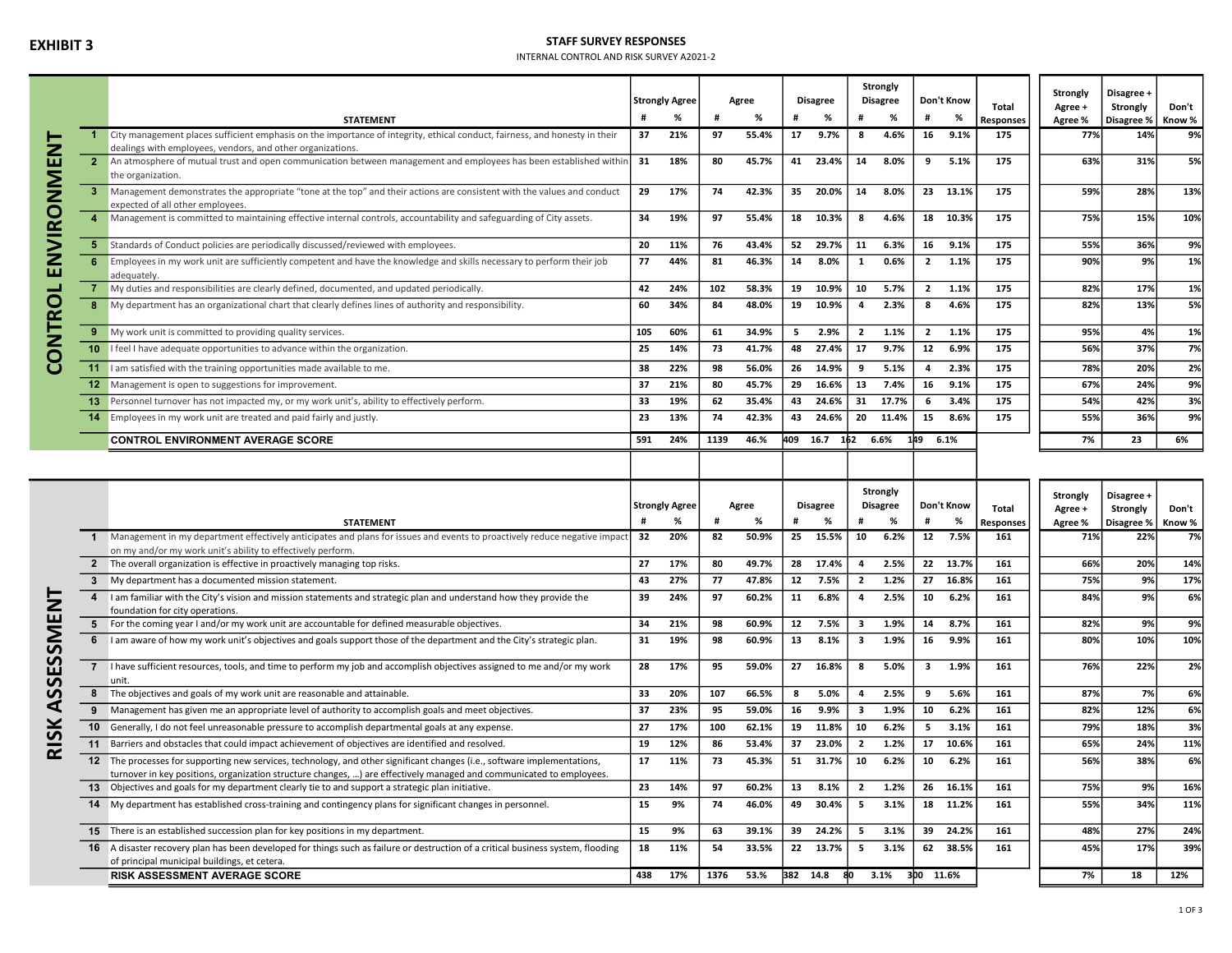**EXHIBIT 3**

# STAFF SURVEY RESPONSES

INTERNAL CONTROL AND RISK SURVEY A2021-2

## CONTROL ENVIRONMENT

| | STATEMENT | Strongly Agree # | Strongly Agree % | Agree # | Agree % | Disagree # | Disagree % | Strongly Disagree # | Strongly Disagree % | Don't Know # | Don't Know % | Total Responses | Strongly Agree + Agree % | Disagree + Strongly Disagree % | Don't Know % |
|---|---|---|---|---|---|---|---|---|---|---|---|---|---|---|---|
| 1 | City management places sufficient emphasis on the importance of integrity, ethical conduct, fairness, and honesty in their dealings with employees, vendors, and other organizations. | 37 | 21% | 97 | 55.4% | 17 | 9.7% | 8 | 4.6% | 16 | 9.1% | 175 | 77% | 14% | 9% |
| 2 | An atmosphere of mutual trust and open communication between management and employees has been established within the organization. | 31 | 18% | 80 | 45.7% | 41 | 23.4% | 14 | 8.0% | 9 | 5.1% | 175 | 63% | 31% | 5% |
| 3 | Management demonstrates the appropriate "tone at the top" and their actions are consistent with the values and conduct expected of all other employees. | 29 | 17% | 74 | 42.3% | 35 | 20.0% | 14 | 8.0% | 23 | 13.1% | 175 | 59% | 28% | 13% |
| 4 | Management is committed to maintaining effective internal controls, accountability and safeguarding of City assets. | 34 | 19% | 97 | 55.4% | 18 | 10.3% | 8 | 4.6% | 18 | 10.3% | 175 | 75% | 15% | 10% |
| 5 | Standards of Conduct policies are periodically discussed/reviewed with employees. | 20 | 11% | 76 | 43.4% | 52 | 29.7% | 11 | 6.3% | 16 | 9.1% | 175 | 55% | 36% | 9% |
| 6 | Employees in my work unit are sufficiently competent and have the knowledge and skills necessary to perform their job adequately. | 77 | 44% | 81 | 46.3% | 14 | 8.0% | 1 | 0.6% | 2 | 1.1% | 175 | 90% | 9% | 1% |
| 7 | My duties and responsibilities are clearly defined, documented, and updated periodically. | 42 | 24% | 102 | 58.3% | 19 | 10.9% | 10 | 5.7% | 2 | 1.1% | 175 | 82% | 17% | 1% |
| 8 | My department has an organizational chart that clearly defines lines of authority and responsibility. | 60 | 34% | 84 | 48.0% | 19 | 10.9% | 4 | 2.3% | 8 | 4.6% | 175 | 82% | 13% | 5% |
| 9 | My work unit is committed to providing quality services. | 105 | 60% | 61 | 34.9% | 5 | 2.9% | 2 | 1.1% | 2 | 1.1% | 175 | 95% | 4% | 1% |
| 10 | I feel I have adequate opportunities to advance within the organization. | 25 | 14% | 73 | 41.7% | 48 | 27.4% | 17 | 9.7% | 12 | 6.9% | 175 | 56% | 37% | 7% |
| 11 | I am satisfied with the training opportunities made available to me. | 38 | 22% | 98 | 56.0% | 26 | 14.9% | 9 | 5.1% | 4 | 2.3% | 175 | 78% | 20% | 2% |
| 12 | Management is open to suggestions for improvement. | 37 | 21% | 80 | 45.7% | 29 | 16.6% | 13 | 7.4% | 16 | 9.1% | 175 | 67% | 24% | 9% |
| 13 | Personnel turnover has not impacted my, or my work unit's, ability to effectively perform. | 33 | 19% | 62 | 35.4% | 43 | 24.6% | 31 | 17.7% | 6 | 3.4% | 175 | 54% | 42% | 3% |
| 14 | Employees in my work unit are treated and paid fairly and justly. | 23 | 13% | 74 | 42.3% | 43 | 24.6% | 20 | 11.4% | 15 | 8.6% | 175 | 55% | 36% | 9% |
| | **CONTROL ENVIRONMENT AVERAGE SCORE** | 591 | 24% | 1139 | 46.% | 409 | 16.7 | 162 | 6.6% | 149 | 6.1% | | 7% | 23 | 6% |

## RISK ASSESSMENT

| | STATEMENT | Strongly Agree # | Strongly Agree % | Agree # | Agree % | Disagree # | Disagree % | Strongly Disagree # | Strongly Disagree % | Don't Know # | Don't Know % | Total Responses | Strongly Agree + Agree % | Disagree + Strongly Disagree % | Don't Know % |
|---|---|---|---|---|---|---|---|---|---|---|---|---|---|---|---|
| 1 | Management in my department effectively anticipates and plans for issues and events to proactively reduce negative impact on my and/or my work unit's ability to effectively perform. | 32 | 20% | 82 | 50.9% | 25 | 15.5% | 10 | 6.2% | 12 | 7.5% | 161 | 71% | 22% | 7% |
| 2 | The overall organization is effective in proactively managing top risks. | 27 | 17% | 80 | 49.7% | 28 | 17.4% | 4 | 2.5% | 22 | 13.7% | 161 | 66% | 20% | 14% |
| 3 | My department has a documented mission statement. | 43 | 27% | 77 | 47.8% | 12 | 7.5% | 2 | 1.2% | 27 | 16.8% | 161 | 75% | 9% | 17% |
| 4 | I am familiar with the City's vision and mission statements and strategic plan and understand how they provide the foundation for city operations. | 39 | 24% | 97 | 60.2% | 11 | 6.8% | 4 | 2.5% | 10 | 6.2% | 161 | 84% | 9% | 6% |
| 5 | For the coming year I and/or my work unit are accountable for defined measurable objectives. | 34 | 21% | 98 | 60.9% | 12 | 7.5% | 3 | 1.9% | 14 | 8.7% | 161 | 82% | 9% | 9% |
| 6 | I am aware of how my work unit's objectives and goals support those of the department and the City's strategic plan. | 31 | 19% | 98 | 60.9% | 13 | 8.1% | 3 | 1.9% | 16 | 9.9% | 161 | 80% | 10% | 10% |
| 7 | I have sufficient resources, tools, and time to perform my job and accomplish objectives assigned to me and/or my work unit. | 28 | 17% | 95 | 59.0% | 27 | 16.8% | 8 | 5.0% | 3 | 1.9% | 161 | 76% | 22% | 2% |
| 8 | The objectives and goals of my work unit are reasonable and attainable. | 33 | 20% | 107 | 66.5% | 8 | 5.0% | 4 | 2.5% | 9 | 5.6% | 161 | 87% | 7% | 6% |
| 9 | Management has given me an appropriate level of authority to accomplish goals and meet objectives. | 37 | 23% | 95 | 59.0% | 16 | 9.9% | 3 | 1.9% | 10 | 6.2% | 161 | 82% | 12% | 6% |
| 10 | Generally, I do not feel unreasonable pressure to accomplish departmental goals at any expense. | 27 | 17% | 100 | 62.1% | 19 | 11.8% | 10 | 6.2% | 5 | 3.1% | 161 | 79% | 18% | 3% |
| 11 | Barriers and obstacles that could impact achievement of objectives are identified and resolved. | 19 | 12% | 86 | 53.4% | 37 | 23.0% | 2 | 1.2% | 17 | 10.6% | 161 | 65% | 24% | 11% |
| 12 | The processes for supporting new services, technology, and other significant changes (i.e., software implementations, turnover in key positions, organization structure changes, …) are effectively managed and communicated to employees. | 17 | 11% | 73 | 45.3% | 51 | 31.7% | 10 | 6.2% | 10 | 6.2% | 161 | 56% | 38% | 6% |
| 13 | Objectives and goals for my department clearly tie to and support a strategic plan initiative. | 23 | 14% | 97 | 60.2% | 13 | 8.1% | 2 | 1.2% | 26 | 16.1% | 161 | 75% | 9% | 16% |
| 14 | My department has established cross-training and contingency plans for significant changes in personnel. | 15 | 9% | 74 | 46.0% | 49 | 30.4% | 5 | 3.1% | 18 | 11.2% | 161 | 55% | 34% | 11% |
| 15 | There is an established succession plan for key positions in my department. | 15 | 9% | 63 | 39.1% | 39 | 24.2% | 5 | 3.1% | 39 | 24.2% | 161 | 48% | 27% | 24% |
| 16 | A disaster recovery plan has been developed for things such as failure or destruction of a critical business system, flooding of principal municipal buildings, et cetera. | 18 | 11% | 54 | 33.5% | 22 | 13.7% | 5 | 3.1% | 62 | 38.5% | 161 | 45% | 17% | 39% |
| | **RISK ASSESSMENT AVERAGE SCORE** | 438 | 17% | 1376 | 53.% | 382 | 14.8 | 80 | 3.1% | 300 | 11.6% | | 7% | 18 | 12% |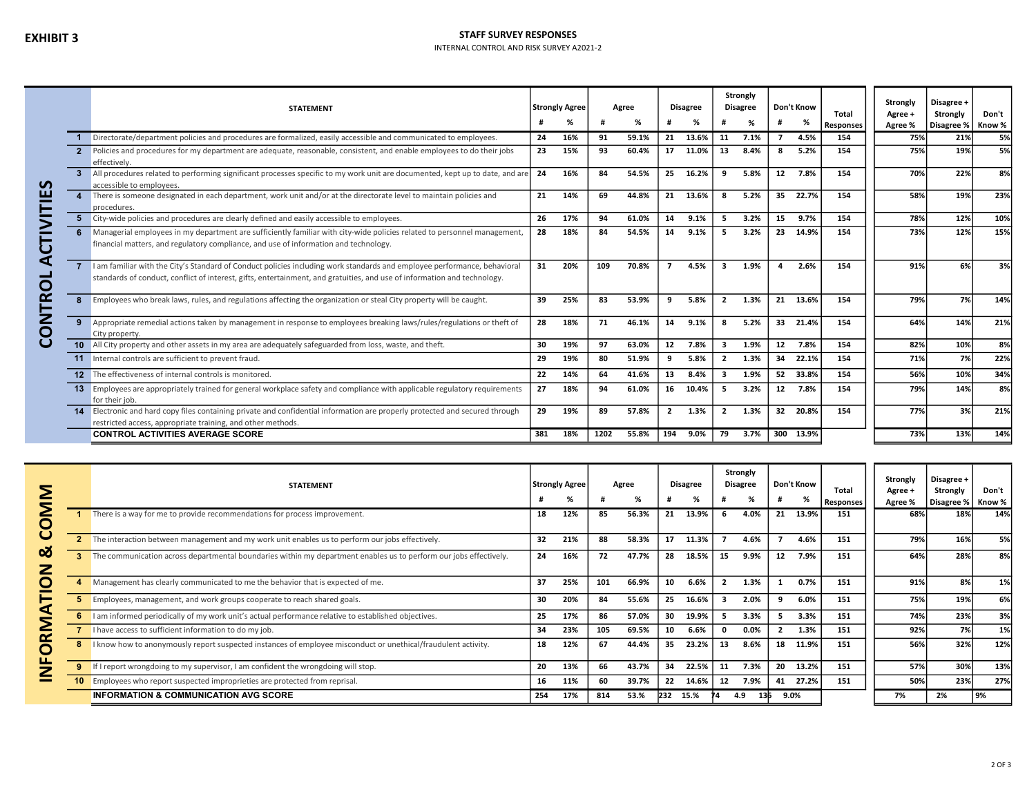**EXHIBIT 3**

## STAFF SURVEY RESPONSES

INTERNAL CONTROL AND RISK SURVEY A2021-2

### CONTROL ACTIVITIES

| | STATEMENT | Strongly Agree # | Strongly Agree % | Agree # | Agree % | Disagree # | Disagree % | Strongly Disagree # | Strongly Disagree % | Don't Know # | Don't Know % | Total Responses | Strongly Agree + Agree % | Disagree + Strongly Disagree % | Don't Know % |
|---|---|---|---|---|---|---|---|---|---|---|---|---|---|---|---|
| 1 | Directorate/department policies and procedures are formalized, easily accessible and communicated to employees. | 24 | 16% | 91 | 59.1% | 21 | 13.6% | 11 | 7.1% | 7 | 4.5% | 154 | 75% | 21% | 5% |
| 2 | Policies and procedures for my department are adequate, reasonable, consistent, and enable employees to do their jobs effectively. | 23 | 15% | 93 | 60.4% | 17 | 11.0% | 13 | 8.4% | 8 | 5.2% | 154 | 75% | 19% | 5% |
| 3 | All procedures related to performing significant processes specific to my work unit are documented, kept up to date, and are accessible to employees. | 24 | 16% | 84 | 54.5% | 25 | 16.2% | 9 | 5.8% | 12 | 7.8% | 154 | 70% | 22% | 8% |
| 4 | There is someone designated in each department, work unit and/or at the directorate level to maintain policies and procedures. | 21 | 14% | 69 | 44.8% | 21 | 13.6% | 8 | 5.2% | 35 | 22.7% | 154 | 58% | 19% | 23% |
| 5 | City-wide policies and procedures are clearly defined and easily accessible to employees. | 26 | 17% | 94 | 61.0% | 14 | 9.1% | 5 | 3.2% | 15 | 9.7% | 154 | 78% | 12% | 10% |
| 6 | Managerial employees in my department are sufficiently familiar with city-wide policies related to personnel management, financial matters, and regulatory compliance, and use of information and technology. | 28 | 18% | 84 | 54.5% | 14 | 9.1% | 5 | 3.2% | 23 | 14.9% | 154 | 73% | 12% | 15% |
| 7 | I am familiar with the City's Standard of Conduct policies including work standards and employee performance, behavioral standards of conduct, conflict of interest, gifts, entertainment, and gratuities, and use of information and technology. | 31 | 20% | 109 | 70.8% | 7 | 4.5% | 3 | 1.9% | 4 | 2.6% | 154 | 91% | 6% | 3% |
| 8 | Employees who break laws, rules, and regulations affecting the organization or steal City property will be caught. | 39 | 25% | 83 | 53.9% | 9 | 5.8% | 2 | 1.3% | 21 | 13.6% | 154 | 79% | 7% | 14% |
| 9 | Appropriate remedial actions taken by management in response to employees breaking laws/rules/regulations or theft of City property. | 28 | 18% | 71 | 46.1% | 14 | 9.1% | 8 | 5.2% | 33 | 21.4% | 154 | 64% | 14% | 21% |
| 10 | All City property and other assets in my area are adequately safeguarded from loss, waste, and theft. | 30 | 19% | 97 | 63.0% | 12 | 7.8% | 3 | 1.9% | 12 | 7.8% | 154 | 82% | 10% | 8% |
| 11 | Internal controls are sufficient to prevent fraud. | 29 | 19% | 80 | 51.9% | 9 | 5.8% | 2 | 1.3% | 34 | 22.1% | 154 | 71% | 7% | 22% |
| 12 | The effectiveness of internal controls is monitored. | 22 | 14% | 64 | 41.6% | 13 | 8.4% | 3 | 1.9% | 52 | 33.8% | 154 | 56% | 10% | 34% |
| 13 | Employees are appropriately trained for general workplace safety and compliance with applicable regulatory requirements for their job. | 27 | 18% | 94 | 61.0% | 16 | 10.4% | 5 | 3.2% | 12 | 7.8% | 154 | 79% | 14% | 8% |
| 14 | Electronic and hard copy files containing private and confidential information are properly protected and secured through restricted access, appropriate training, and other methods. | 29 | 19% | 89 | 57.8% | 2 | 1.3% | 2 | 1.3% | 32 | 20.8% | 154 | 77% | 3% | 21% |
| | **CONTROL ACTIVITIES AVERAGE SCORE** | **381** | **18%** | **1202** | **55.8%** | **194** | **9.0%** | **79** | **3.7%** | **300** | **13.9%** | | **73%** | **13%** | **14%** |

### INFORMATION & COMM

| | STATEMENT | Strongly Agree # | Strongly Agree % | Agree # | Agree % | Disagree # | Disagree % | Strongly Disagree # | Strongly Disagree % | Don't Know # | Don't Know % | Total Responses | Strongly Agree + Agree % | Disagree + Strongly Disagree % | Don't Know % |
|---|---|---|---|---|---|---|---|---|---|---|---|---|---|---|---|
| 1 | There is a way for me to provide recommendations for process improvement. | 18 | 12% | 85 | 56.3% | 21 | 13.9% | 6 | 4.0% | 21 | 13.9% | 151 | 68% | 18% | 14% |
| 2 | The interaction between management and my work unit enables us to perform our jobs effectively. | 32 | 21% | 88 | 58.3% | 17 | 11.3% | 7 | 4.6% | 7 | 4.6% | 151 | 79% | 16% | 5% |
| 3 | The communication across departmental boundaries within my department enables us to perform our jobs effectively. | 24 | 16% | 72 | 47.7% | 28 | 18.5% | 15 | 9.9% | 12 | 7.9% | 151 | 64% | 28% | 8% |
| 4 | Management has clearly communicated to me the behavior that is expected of me. | 37 | 25% | 101 | 66.9% | 10 | 6.6% | 2 | 1.3% | 1 | 0.7% | 151 | 91% | 8% | 1% |
| 5 | Employees, management, and work groups cooperate to reach shared goals. | 30 | 20% | 84 | 55.6% | 25 | 16.6% | 3 | 2.0% | 9 | 6.0% | 151 | 75% | 19% | 6% |
| 6 | I am informed periodically of my work unit's actual performance relative to established objectives. | 25 | 17% | 86 | 57.0% | 30 | 19.9% | 5 | 3.3% | 5 | 3.3% | 151 | 74% | 23% | 3% |
| 7 | I have access to sufficient information to do my job. | 34 | 23% | 105 | 69.5% | 10 | 6.6% | 0 | 0.0% | 2 | 1.3% | 151 | 92% | 7% | 1% |
| 8 | I know how to anonymously report suspected instances of employee misconduct or unethical/fraudulent activity. | 18 | 12% | 67 | 44.4% | 35 | 23.2% | 13 | 8.6% | 18 | 11.9% | 151 | 56% | 32% | 12% |
| 9 | If I report wrongdoing to my supervisor, I am confident the wrongdoing will stop. | 20 | 13% | 66 | 43.7% | 34 | 22.5% | 11 | 7.3% | 20 | 13.2% | 151 | 57% | 30% | 13% |
| 10 | Employees who report suspected improprieties are protected from reprisal. | 16 | 11% | 60 | 39.7% | 22 | 14.6% | 12 | 7.9% | 41 | 27.2% | 151 | 50% | 23% | 27% |
| | **INFORMATION & COMMUNICATION AVG SCORE** | **254** | **17%** | **814** | **53.%** | **232** | **15.%** | **74** | **4.9** | **136** | **9.0%** | | **7%** | **2%** | **9%** |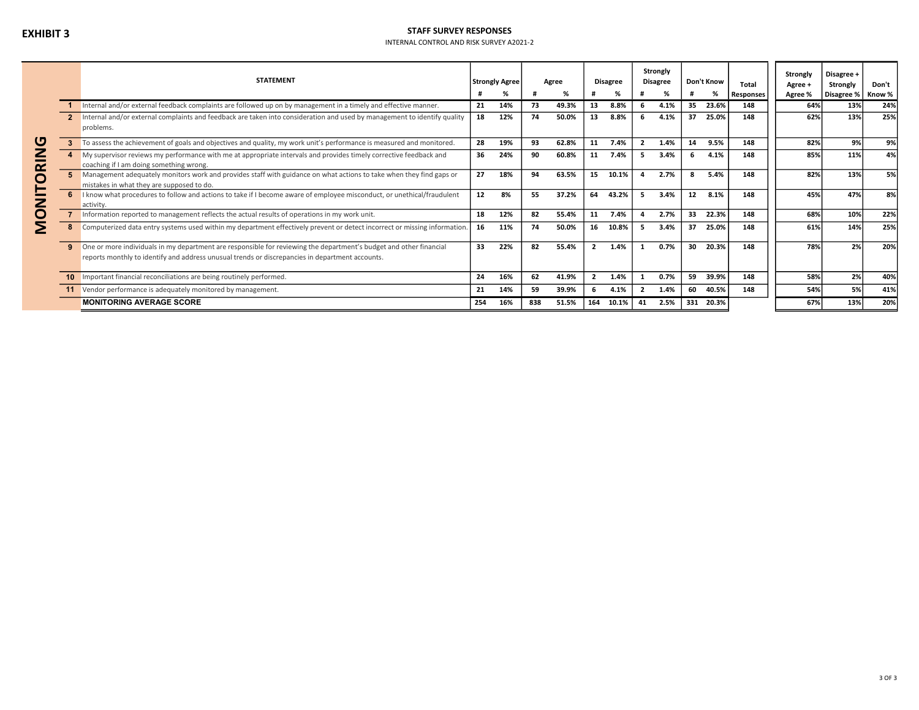**EXHIBIT 3**

**STAFF SURVEY RESPONSES**

INTERNAL CONTROL AND RISK SURVEY A2021-2

| | | STATEMENT | Strongly Agree | | Agree | | Disagree | | Strongly Disagree | | Don't Know | | Total Responses | Strongly Agree + Agree % | Disagree + Strongly Disagree % | Don't Know % |
|---|---|---|---|---|---|---|---|---|---|---|---|---|---|---|---|---|
| | | | # | % | # | % | # | % | # | % | # | % | | | | |
| MONITORING | 1 | Internal and/or external feedback complaints are followed up on by management in a timely and effective manner. | 21 | 14% | 73 | 49.3% | 13 | 8.8% | 6 | 4.1% | 35 | 23.6% | 148 | 64% | 13% | 24% |
| | 2 | Internal and/or external complaints and feedback are taken into consideration and used by management to identify quality problems. | 18 | 12% | 74 | 50.0% | 13 | 8.8% | 6 | 4.1% | 37 | 25.0% | 148 | 62% | 13% | 25% |
| | 3 | To assess the achievement of goals and objectives and quality, my work unit's performance is measured and monitored. | 28 | 19% | 93 | 62.8% | 11 | 7.4% | 2 | 1.4% | 14 | 9.5% | 148 | 82% | 9% | 9% |
| | 4 | My supervisor reviews my performance with me at appropriate intervals and provides timely corrective feedback and coaching if I am doing something wrong. | 36 | 24% | 90 | 60.8% | 11 | 7.4% | 5 | 3.4% | 6 | 4.1% | 148 | 85% | 11% | 4% |
| | 5 | Management adequately monitors work and provides staff with guidance on what actions to take when they find gaps or mistakes in what they are supposed to do. | 27 | 18% | 94 | 63.5% | 15 | 10.1% | 4 | 2.7% | 8 | 5.4% | 148 | 82% | 13% | 5% |
| | 6 | I know what procedures to follow and actions to take if I become aware of employee misconduct, or unethical/fraudulent activity. | 12 | 8% | 55 | 37.2% | 64 | 43.2% | 5 | 3.4% | 12 | 8.1% | 148 | 45% | 47% | 8% |
| | 7 | Information reported to management reflects the actual results of operations in my work unit. | 18 | 12% | 82 | 55.4% | 11 | 7.4% | 4 | 2.7% | 33 | 22.3% | 148 | 68% | 10% | 22% |
| | 8 | Computerized data entry systems used within my department effectively prevent or detect incorrect or missing information. | 16 | 11% | 74 | 50.0% | 16 | 10.8% | 5 | 3.4% | 37 | 25.0% | 148 | 61% | 14% | 25% |
| | 9 | One or more individuals in my department are responsible for reviewing the department's budget and other financial reports monthly to identify and address unusual trends or discrepancies in department accounts. | 33 | 22% | 82 | 55.4% | 2 | 1.4% | 1 | 0.7% | 30 | 20.3% | 148 | 78% | 2% | 20% |
| | 10 | Important financial reconciliations are being routinely performed. | 24 | 16% | 62 | 41.9% | 2 | 1.4% | 1 | 0.7% | 59 | 39.9% | 148 | 58% | 2% | 40% |
| | 11 | Vendor performance is adequately monitored by management. | 21 | 14% | 59 | 39.9% | 6 | 4.1% | 2 | 1.4% | 60 | 40.5% | 148 | 54% | 5% | 41% |
| | | **MONITORING AVERAGE SCORE** | 254 | 16% | 838 | 51.5% | 164 | 10.1% | 41 | 2.5% | 331 | 20.3% | | 67% | 13% | 20% |